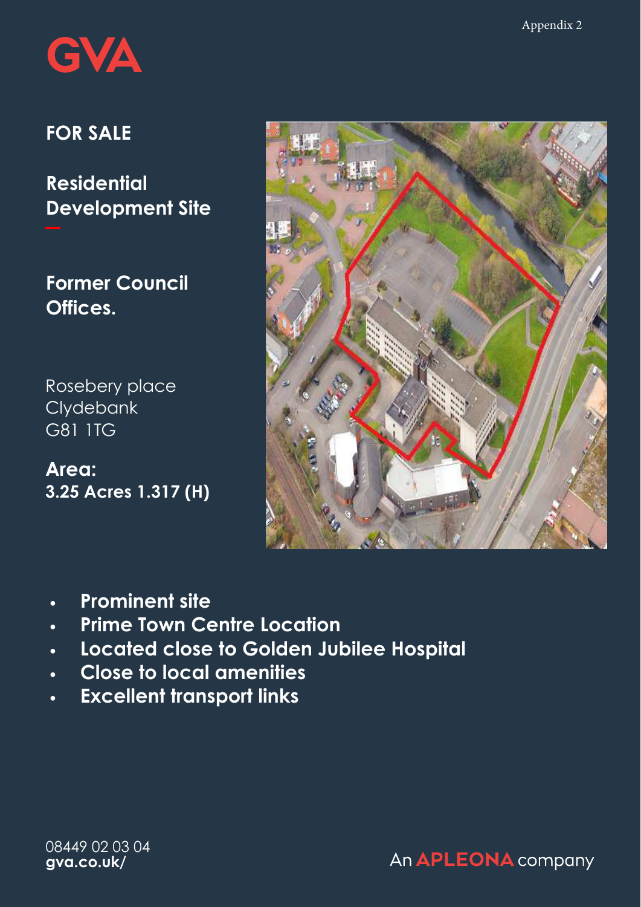Appendix 2

GVA

## FOR SALE

## Residential Development Site

## Former Council Offices.

Rosebery place
Clydebank
G81 1TG

**Area:**
**3.25 Acres 1.317 (H)**

- **Prominent site**
- **Prime Town Centre Location**
- **Located close to Golden Jubilee Hospital**
- **Close to local amenities**
- **Excellent transport links**

08449 02 03 04
**gva.co.uk/**

An APLEONA company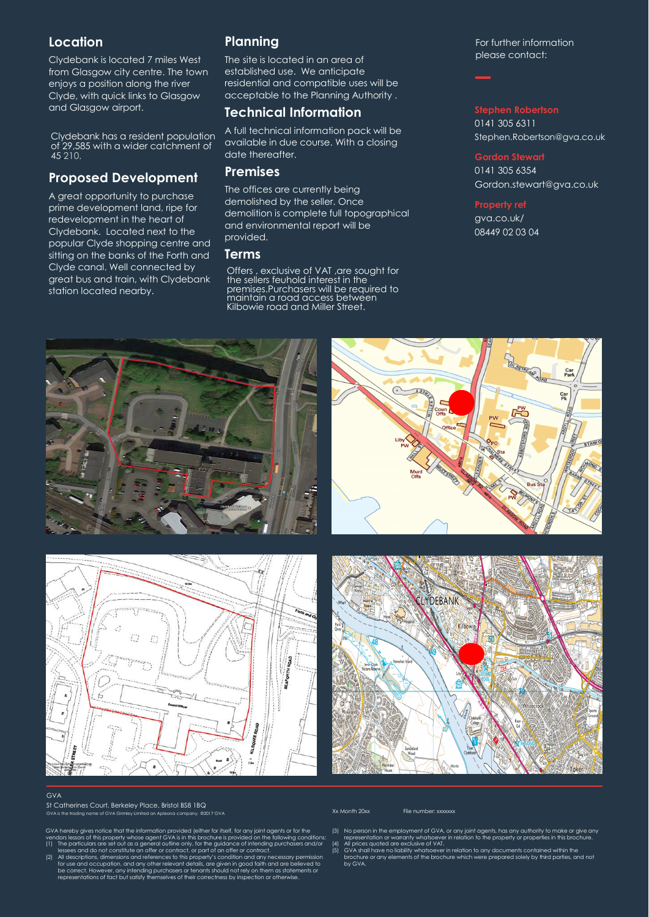## Location

Clydebank is located 7 miles West from Glasgow city centre. The town enjoys a position along the river Clyde, with quick links to Glasgow and Glasgow airport.

Clydebank has a resident population of 29,585 with a wider catchment of 45 210.

## Proposed Development

A great opportunity to purchase prime development land, ripe for redevelopment in the heart of Clydebank. Located next to the popular Clyde shopping centre and sitting on the banks of the Forth and Clyde canal. Well connected by great bus and train, with Clydebank station located nearby.

## Planning

The site is located in an area of established use. We anticipate residential and compatible uses will be acceptable to the Planning Authority .

## Technical Information

A full technical information pack will be available in due course. With a closing date thereafter.

## Premises

The offices are currently being demolished by the seller. Once demolition is complete full topographical and environmental report will be provided.

## Terms

Offers , exclusive of VAT ,are sought for the sellers feuhold interest in the premises.Purchasers will be required to maintain a road access between Kilbowie road and Miller Street.

For further information please contact:

**Stephen Robertson**
0141 305 6311
Stephen.Robertson@gva.co.uk

**Gordon Stewart**
0141 305 6354
Gordon.stewart@gva.co.uk

**Property ref**
gva.co.uk/
08449 02 03 04

GVA
St Catherines Court, Berkeley Place, Bristol BS8 1BQ
GVA is the trading name of GVA Grimley Limited an Apleona company. ©2017 GVA

Xx Month 20xx File number: xxxxxxx

GVA hereby gives notice that the information provided (either for itself, for any joint agents or for the vendors lessors of this property whose agent GVA is in this brochure is provided on the following conditions:
(1) The particulars are set out as a general outline only, for the guidance of intending purchasers and/or lessees and do not constitute an offer or contract, or part of an offer or contract.
(2) All descriptions, dimensions and references to this property's condition and any necessary permission for use and occupation, and any other relevant details, are given in good faith and are believed to be correct. However, any intending purchasers or tenants should not rely on them as statements or representations of fact but satisfy themselves of their correctness by inspection or otherwise.
(3) No person in the employment of GVA, or any joint agents, has any authority to make or give any representation or warranty whatsoever in relation to the property or properties in this brochure.
(4) All prices quoted are exclusive of VAT.
(5) GVA shall have no liability whatsoever in relation to any documents contained within the brochure or any elements of the brochure which were prepared solely by third parties, and not by GVA.